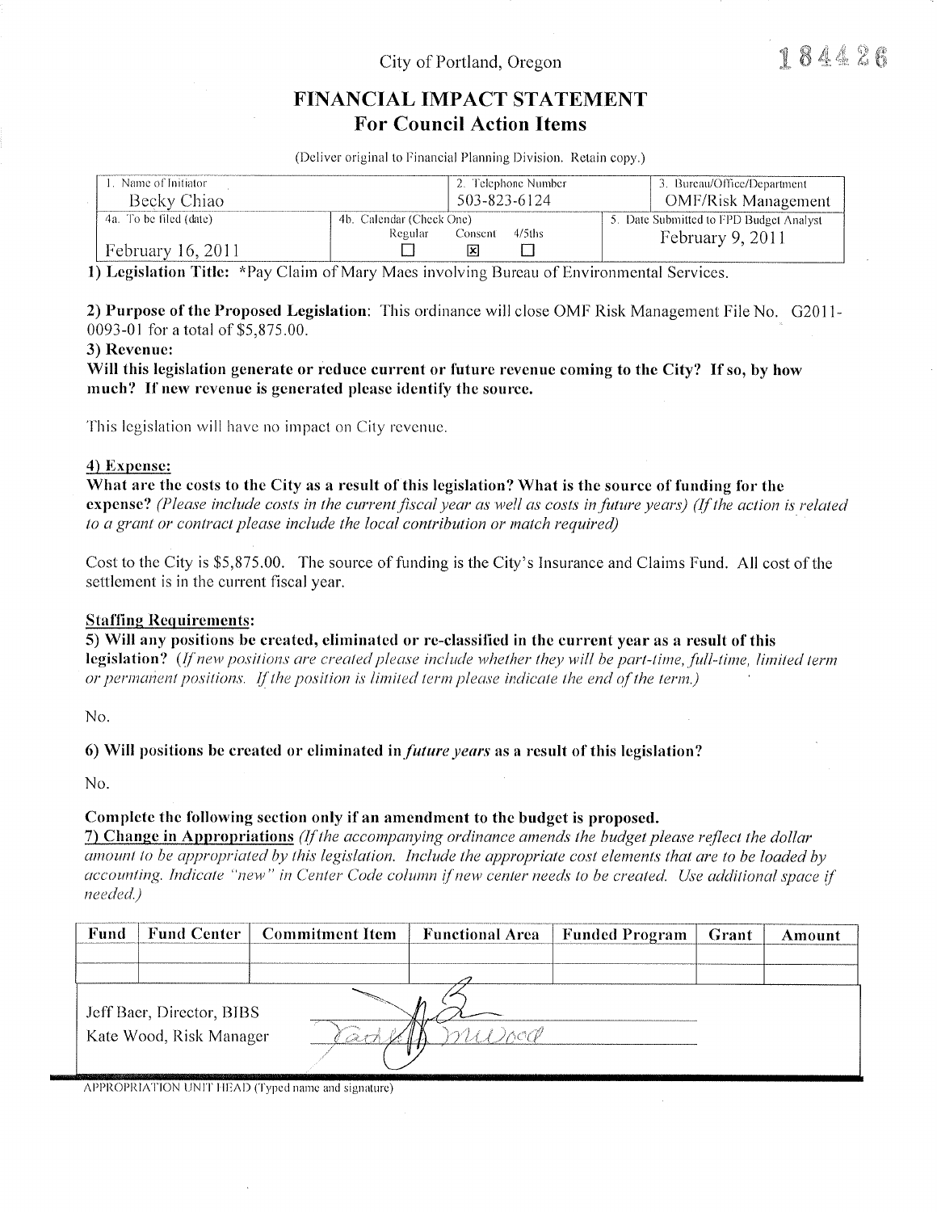City of Portland, Oregon

184426

# FINANCIAL IMPACT STATEMENT
## For Council Action Items

(Deliver original to Financial Planning Division. Retain copy.)

| 1. Name of Initiator | 2. Telephone Number | 3. Bureau/Office/Department |
|---|---|---|
| Becky Chiao | 503-823-6124 | OMF/Risk Management |
| 4a. To be filed (date) February 16, 2011 | 4b. Calendar (Check One) Regular ☐ Consent ☒ 4/5ths ☐ | 5. Date Submitted to FPD Budget Analyst February 9, 2011 |

**1) Legislation Title:** *Pay Claim of Mary Maes involving Bureau of Environmental Services.

**2) Purpose of the Proposed Legislation**: This ordinance will close OMF Risk Management File No. G2011-0093-01 for a total of $5,875.00.

**3) Revenue:**

**Will this legislation generate or reduce current or future revenue coming to the City? If so, by how much? If new revenue is generated please identify the source.**

This legislation will have no impact on City revenue.

**4) Expense:**

**What are the costs to the City as a result of this legislation? What is the source of funding for the expense?** *(Please include costs in the current fiscal year as well as costs in future years) (If the action is related to a grant or contract please include the local contribution or match required)*

Cost to the City is $5,875.00. The source of funding is the City's Insurance and Claims Fund. All cost of the settlement is in the current fiscal year.

**Staffing Requirements:**

**5) Will any positions be created, eliminated or re-classified in the current year as a result of this legislation?** *(If new positions are created please include whether they will be part-time, full-time, limited term or permanent positions. If the position is limited term please indicate the end of the term.)*

No.

**6) Will positions be created or eliminated in *future years* as a result of this legislation?**

No.

**Complete the following section only if an amendment to the budget is proposed.**

**7) Change in Appropriations** *(If the accompanying ordinance amends the budget please reflect the dollar amount to be appropriated by this legislation. Include the appropriate cost elements that are to be loaded by accounting. Indicate "new" in Center Code column if new center needs to be created. Use additional space if needed.)*

| Fund | Fund Center | Commitment Item | Functional Area | Funded Program | Grant | Amount |
|---|---|---|---|---|---|---|
| | | | | | | |
| | | | | | | |

Jeff Baer, Director, BIBS
Kate Wood, Risk Manager

APPROPRIATION UNIT HEAD (Typed name and signature)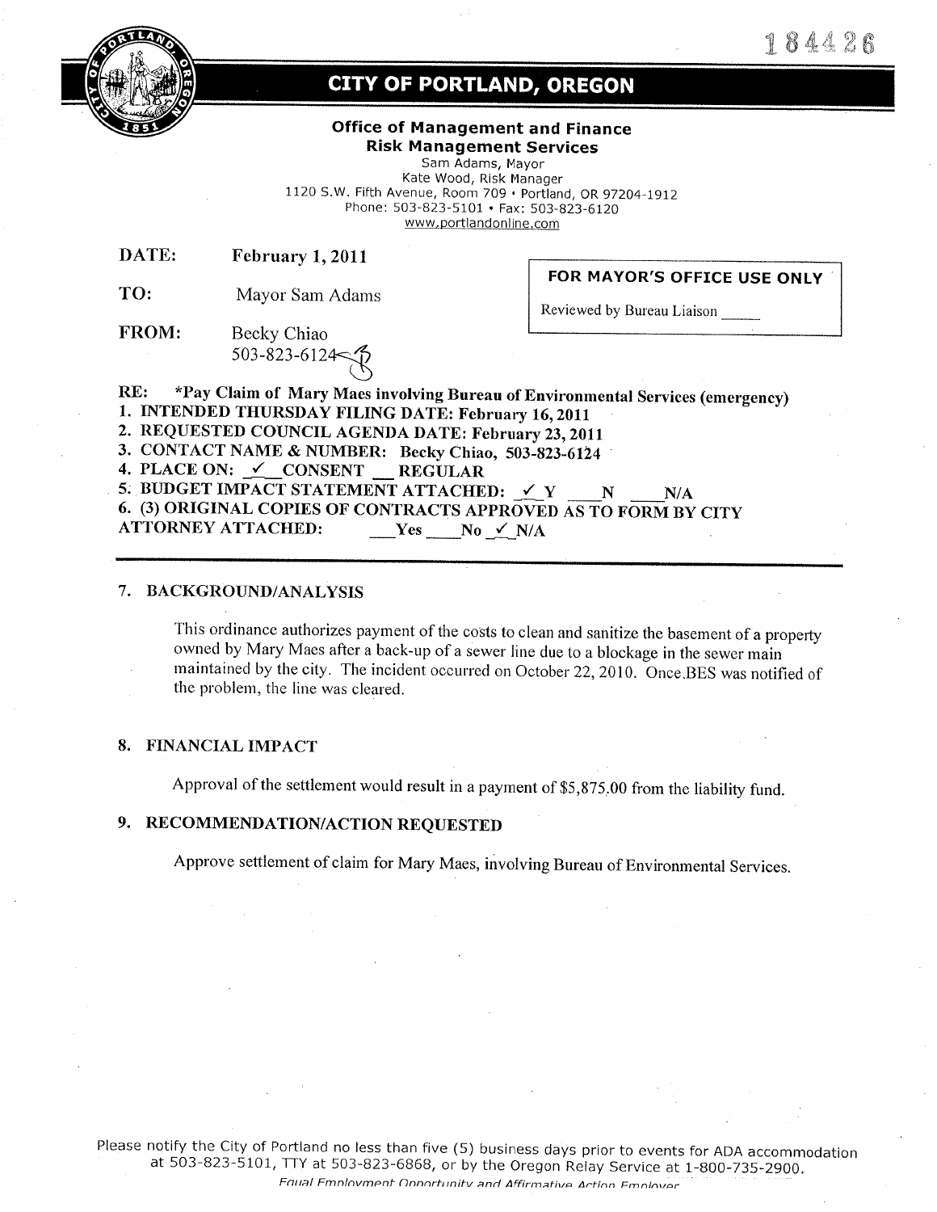184426

# CITY OF PORTLAND, OREGON

**Office of Management and Finance**
**Risk Management Services**
Sam Adams, Mayor
Kate Wood, Risk Manager
1120 S.W. Fifth Avenue, Room 709 • Portland, OR 97204-1912
Phone: 503-823-5101 • Fax: 503-823-6120
www.portlandonline.com

**DATE:** **February 1, 2011**

**TO:** Mayor Sam Adams

**FROM:** Becky Chiao
503-823-6124

**FOR MAYOR'S OFFICE USE ONLY**
Reviewed by Bureau Liaison _____

**RE: *Pay Claim of Mary Maes involving Bureau of Environmental Services (emergency)**
**1. INTENDED THURSDAY FILING DATE: February 16, 2011**
**2. REQUESTED COUNCIL AGENDA DATE: February 23, 2011**
**3. CONTACT NAME & NUMBER: Becky Chiao, 503-823-6124**
**4. PLACE ON: ✓ CONSENT __ REGULAR**
**5. BUDGET IMPACT STATEMENT ATTACHED: ✓ Y ___N ___N/A**
**6. (3) ORIGINAL COPIES OF CONTRACTS APPROVED AS TO FORM BY CITY ATTORNEY ATTACHED: ___Yes ___No ✓ N/A**

---

**7. BACKGROUND/ANALYSIS**

This ordinance authorizes payment of the costs to clean and sanitize the basement of a property owned by Mary Maes after a back-up of a sewer line due to a blockage in the sewer main maintained by the city. The incident occurred on October 22, 2010. Once BES was notified of the problem, the line was cleared.

**8. FINANCIAL IMPACT**

Approval of the settlement would result in a payment of $5,875.00 from the liability fund.

**9. RECOMMENDATION/ACTION REQUESTED**

Approve settlement of claim for Mary Maes, involving Bureau of Environmental Services.

Please notify the City of Portland no less than five (5) business days prior to events for ADA accommodation at 503-823-5101, TTY at 503-823-6868, or by the Oregon Relay Service at 1-800-735-2900.
*Equal Employment Opportunity and Affirmative Action Employer*